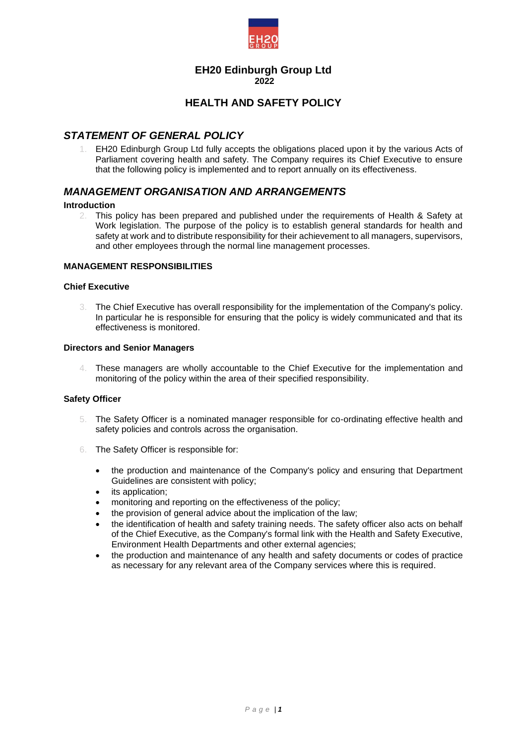# EH20 Edinburgh Group Ltd
**2022**

## HEALTH AND SAFETY POLICY

## *STATEMENT OF GENERAL POLICY*

1. EH20 Edinburgh Group Ltd fully accepts the obligations placed upon it by the various Acts of Parliament covering health and safety. The Company requires its Chief Executive to ensure that the following policy is implemented and to report annually on its effectiveness.

## *MANAGEMENT ORGANISATION AND ARRANGEMENTS*

**Introduction**

2. This policy has been prepared and published under the requirements of Health & Safety at Work legislation. The purpose of the policy is to establish general standards for health and safety at work and to distribute responsibility for their achievement to all managers, supervisors, and other employees through the normal line management processes.

**MANAGEMENT RESPONSIBILITIES**

**Chief Executive**

3. The Chief Executive has overall responsibility for the implementation of the Company's policy. In particular he is responsible for ensuring that the policy is widely communicated and that its effectiveness is monitored.

**Directors and Senior Managers**

4. These managers are wholly accountable to the Chief Executive for the implementation and monitoring of the policy within the area of their specified responsibility.

**Safety Officer**

5. The Safety Officer is a nominated manager responsible for co-ordinating effective health and safety policies and controls across the organisation.

6. The Safety Officer is responsible for:

   - the production and maintenance of the Company's policy and ensuring that Department Guidelines are consistent with policy;
   - its application;
   - monitoring and reporting on the effectiveness of the policy;
   - the provision of general advice about the implication of the law;
   - the identification of health and safety training needs. The safety officer also acts on behalf of the Chief Executive, as the Company's formal link with the Health and Safety Executive, Environment Health Departments and other external agencies;
   - the production and maintenance of any health and safety documents or codes of practice as necessary for any relevant area of the Company services where this is required.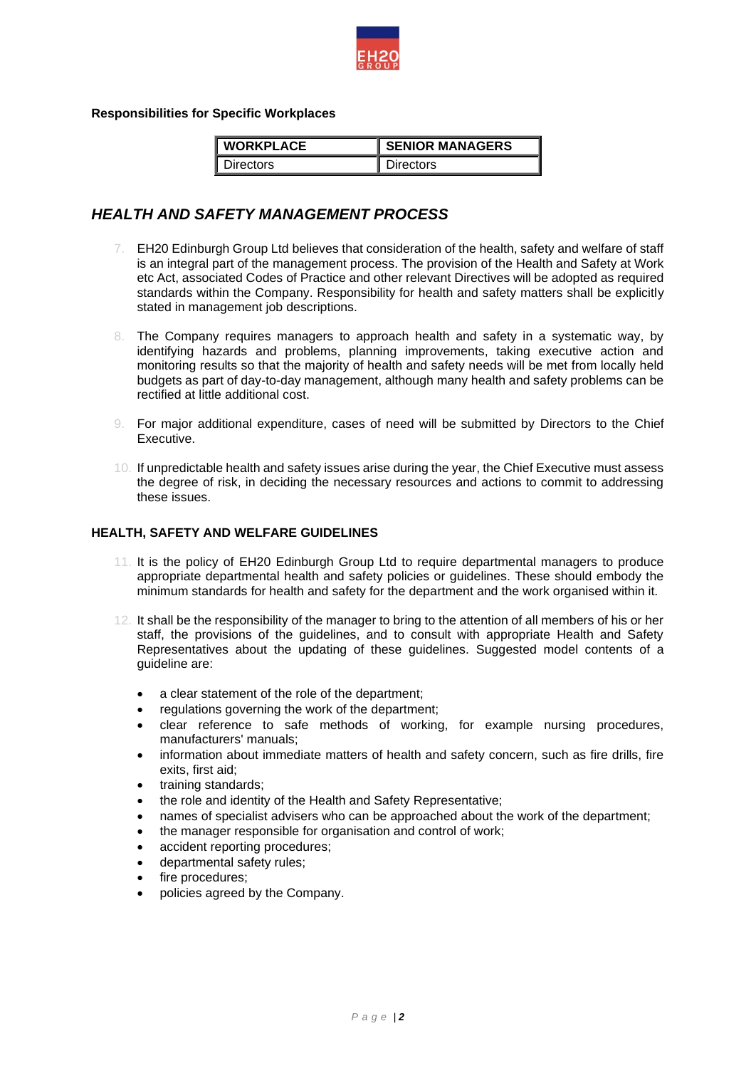**Responsibilities for Specific Workplaces**

| WORKPLACE | SENIOR MANAGERS |
| --- | --- |
| Directors | Directors |

## *HEALTH AND SAFETY MANAGEMENT PROCESS*

7. EH20 Edinburgh Group Ltd believes that consideration of the health, safety and welfare of staff is an integral part of the management process. The provision of the Health and Safety at Work etc Act, associated Codes of Practice and other relevant Directives will be adopted as required standards within the Company. Responsibility for health and safety matters shall be explicitly stated in management job descriptions.

8. The Company requires managers to approach health and safety in a systematic way, by identifying hazards and problems, planning improvements, taking executive action and monitoring results so that the majority of health and safety needs will be met from locally held budgets as part of day-to-day management, although many health and safety problems can be rectified at little additional cost.

9. For major additional expenditure, cases of need will be submitted by Directors to the Chief Executive.

10. If unpredictable health and safety issues arise during the year, the Chief Executive must assess the degree of risk, in deciding the necessary resources and actions to commit to addressing these issues.

**HEALTH, SAFETY AND WELFARE GUIDELINES**

11. It is the policy of EH20 Edinburgh Group Ltd to require departmental managers to produce appropriate departmental health and safety policies or guidelines. These should embody the minimum standards for health and safety for the department and the work organised within it.

12. It shall be the responsibility of the manager to bring to the attention of all members of his or her staff, the provisions of the guidelines, and to consult with appropriate Health and Safety Representatives about the updating of these guidelines. Suggested model contents of a guideline are:

- a clear statement of the role of the department;
- regulations governing the work of the department;
- clear reference to safe methods of working, for example nursing procedures, manufacturers' manuals;
- information about immediate matters of health and safety concern, such as fire drills, fire exits, first aid;
- training standards;
- the role and identity of the Health and Safety Representative;
- names of specialist advisers who can be approached about the work of the department;
- the manager responsible for organisation and control of work;
- accident reporting procedures;
- departmental safety rules;
- fire procedures;
- policies agreed by the Company.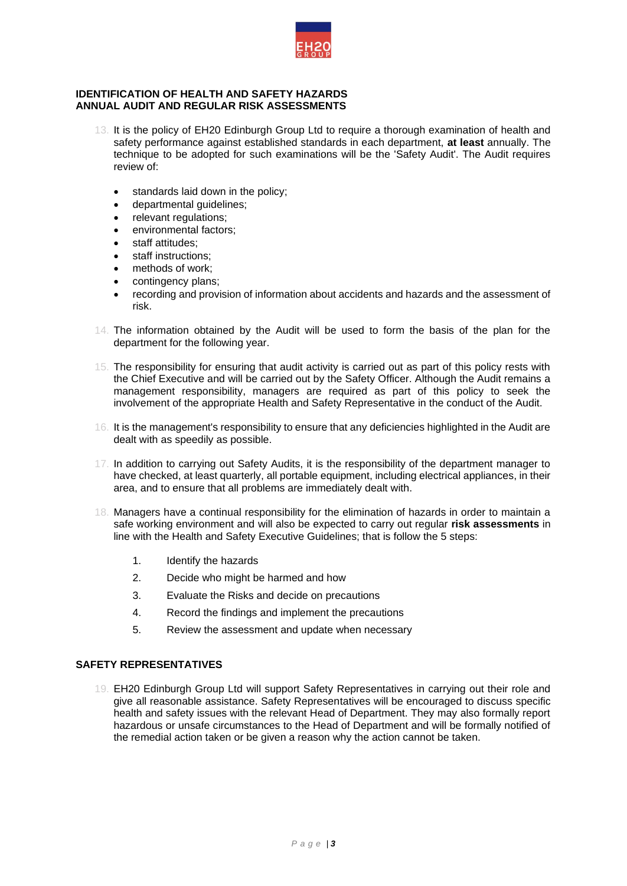**IDENTIFICATION OF HEALTH AND SAFETY HAZARDS**
**ANNUAL AUDIT AND REGULAR RISK ASSESSMENTS**

13. It is the policy of EH20 Edinburgh Group Ltd to require a thorough examination of health and safety performance against established standards in each department, **at least** annually. The technique to be adopted for such examinations will be the 'Safety Audit'. The Audit requires review of:

    - standards laid down in the policy;
    - departmental guidelines;
    - relevant regulations;
    - environmental factors;
    - staff attitudes;
    - staff instructions;
    - methods of work;
    - contingency plans;
    - recording and provision of information about accidents and hazards and the assessment of risk.

14. The information obtained by the Audit will be used to form the basis of the plan for the department for the following year.

15. The responsibility for ensuring that audit activity is carried out as part of this policy rests with the Chief Executive and will be carried out by the Safety Officer. Although the Audit remains a management responsibility, managers are required as part of this policy to seek the involvement of the appropriate Health and Safety Representative in the conduct of the Audit.

16. It is the management's responsibility to ensure that any deficiencies highlighted in the Audit are dealt with as speedily as possible.

17. In addition to carrying out Safety Audits, it is the responsibility of the department manager to have checked, at least quarterly, all portable equipment, including electrical appliances, in their area, and to ensure that all problems are immediately dealt with.

18. Managers have a continual responsibility for the elimination of hazards in order to maintain a safe working environment and will also be expected to carry out regular **risk assessments** in line with the Health and Safety Executive Guidelines; that is follow the 5 steps:

    1. Identify the hazards
    2. Decide who might be harmed and how
    3. Evaluate the Risks and decide on precautions
    4. Record the findings and implement the precautions
    5. Review the assessment and update when necessary

**SAFETY REPRESENTATIVES**

19. EH20 Edinburgh Group Ltd will support Safety Representatives in carrying out their role and give all reasonable assistance. Safety Representatives will be encouraged to discuss specific health and safety issues with the relevant Head of Department. They may also formally report hazardous or unsafe circumstances to the Head of Department and will be formally notified of the remedial action taken or be given a reason why the action cannot be taken.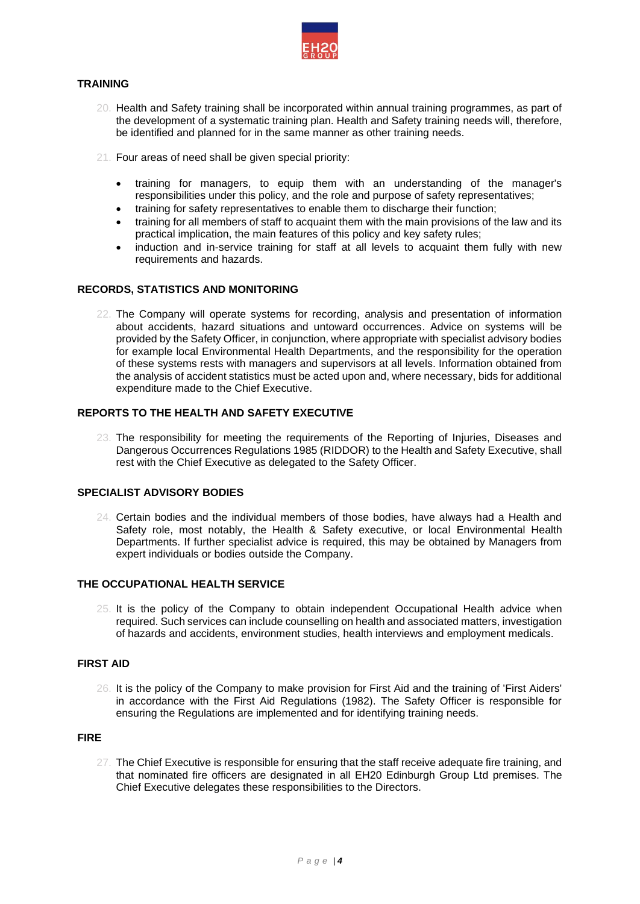## TRAINING

20. Health and Safety training shall be incorporated within annual training programmes, as part of the development of a systematic training plan. Health and Safety training needs will, therefore, be identified and planned for in the same manner as other training needs.

21. Four areas of need shall be given special priority:

    - training for managers, to equip them with an understanding of the manager's responsibilities under this policy, and the role and purpose of safety representatives;
    - training for safety representatives to enable them to discharge their function;
    - training for all members of staff to acquaint them with the main provisions of the law and its practical implication, the main features of this policy and key safety rules;
    - induction and in-service training for staff at all levels to acquaint them fully with new requirements and hazards.

## RECORDS, STATISTICS AND MONITORING

22. The Company will operate systems for recording, analysis and presentation of information about accidents, hazard situations and untoward occurrences. Advice on systems will be provided by the Safety Officer, in conjunction, where appropriate with specialist advisory bodies for example local Environmental Health Departments, and the responsibility for the operation of these systems rests with managers and supervisors at all levels. Information obtained from the analysis of accident statistics must be acted upon and, where necessary, bids for additional expenditure made to the Chief Executive.

## REPORTS TO THE HEALTH AND SAFETY EXECUTIVE

23. The responsibility for meeting the requirements of the Reporting of Injuries, Diseases and Dangerous Occurrences Regulations 1985 (RIDDOR) to the Health and Safety Executive, shall rest with the Chief Executive as delegated to the Safety Officer.

## SPECIALIST ADVISORY BODIES

24. Certain bodies and the individual members of those bodies, have always had a Health and Safety role, most notably, the Health & Safety executive, or local Environmental Health Departments. If further specialist advice is required, this may be obtained by Managers from expert individuals or bodies outside the Company.

## THE OCCUPATIONAL HEALTH SERVICE

25. It is the policy of the Company to obtain independent Occupational Health advice when required. Such services can include counselling on health and associated matters, investigation of hazards and accidents, environment studies, health interviews and employment medicals.

## FIRST AID

26. It is the policy of the Company to make provision for First Aid and the training of 'First Aiders' in accordance with the First Aid Regulations (1982). The Safety Officer is responsible for ensuring the Regulations are implemented and for identifying training needs.

## FIRE

27. The Chief Executive is responsible for ensuring that the staff receive adequate fire training, and that nominated fire officers are designated in all EH20 Edinburgh Group Ltd premises. The Chief Executive delegates these responsibilities to the Directors.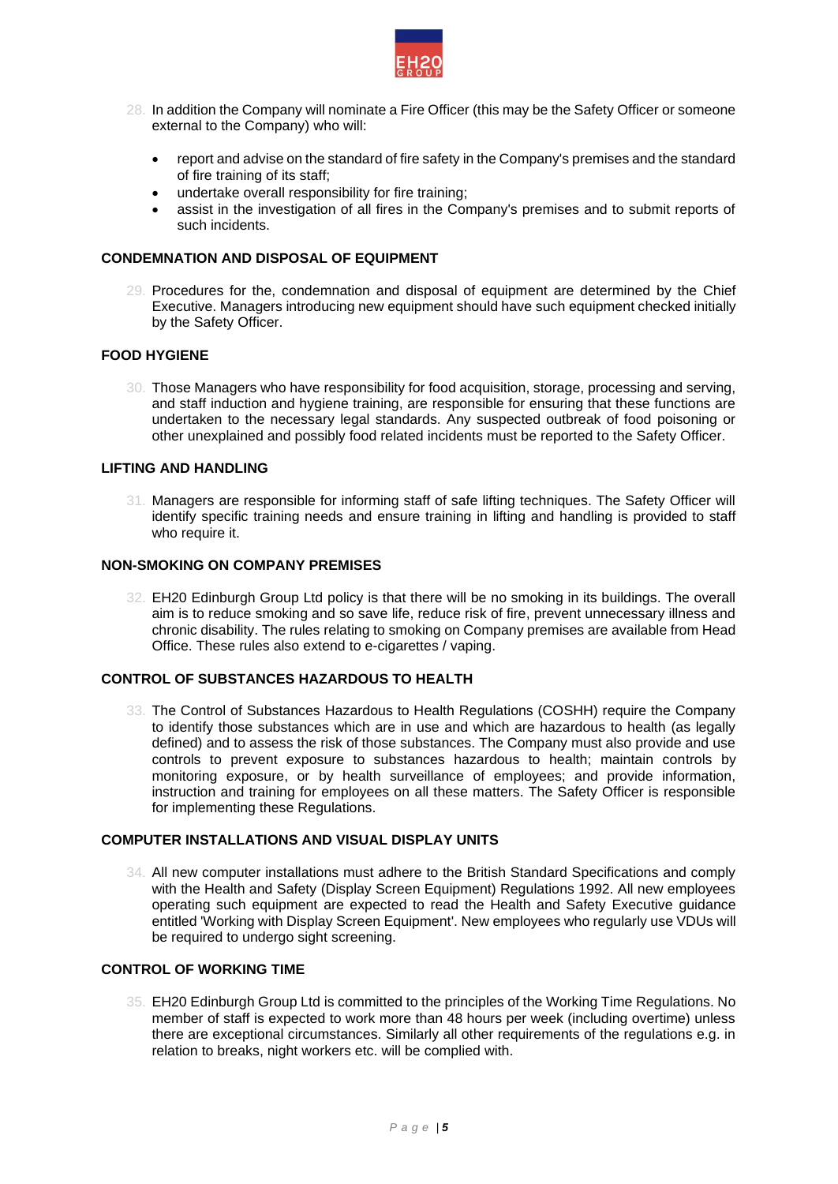28. In addition the Company will nominate a Fire Officer (this may be the Safety Officer or someone external to the Company) who will:

    - report and advise on the standard of fire safety in the Company's premises and the standard of fire training of its staff;
    - undertake overall responsibility for fire training;
    - assist in the investigation of all fires in the Company's premises and to submit reports of such incidents.

## CONDEMNATION AND DISPOSAL OF EQUIPMENT

29. Procedures for the, condemnation and disposal of equipment are determined by the Chief Executive. Managers introducing new equipment should have such equipment checked initially by the Safety Officer.

## FOOD HYGIENE

30. Those Managers who have responsibility for food acquisition, storage, processing and serving, and staff induction and hygiene training, are responsible for ensuring that these functions are undertaken to the necessary legal standards. Any suspected outbreak of food poisoning or other unexplained and possibly food related incidents must be reported to the Safety Officer.

## LIFTING AND HANDLING

31. Managers are responsible for informing staff of safe lifting techniques. The Safety Officer will identify specific training needs and ensure training in lifting and handling is provided to staff who require it.

## NON-SMOKING ON COMPANY PREMISES

32. EH20 Edinburgh Group Ltd policy is that there will be no smoking in its buildings. The overall aim is to reduce smoking and so save life, reduce risk of fire, prevent unnecessary illness and chronic disability. The rules relating to smoking on Company premises are available from Head Office. These rules also extend to e-cigarettes / vaping.

## CONTROL OF SUBSTANCES HAZARDOUS TO HEALTH

33. The Control of Substances Hazardous to Health Regulations (COSHH) require the Company to identify those substances which are in use and which are hazardous to health (as legally defined) and to assess the risk of those substances. The Company must also provide and use controls to prevent exposure to substances hazardous to health; maintain controls by monitoring exposure, or by health surveillance of employees; and provide information, instruction and training for employees on all these matters. The Safety Officer is responsible for implementing these Regulations.

## COMPUTER INSTALLATIONS AND VISUAL DISPLAY UNITS

34. All new computer installations must adhere to the British Standard Specifications and comply with the Health and Safety (Display Screen Equipment) Regulations 1992. All new employees operating such equipment are expected to read the Health and Safety Executive guidance entitled 'Working with Display Screen Equipment'. New employees who regularly use VDUs will be required to undergo sight screening.

## CONTROL OF WORKING TIME

35. EH20 Edinburgh Group Ltd is committed to the principles of the Working Time Regulations. No member of staff is expected to work more than 48 hours per week (including overtime) unless there are exceptional circumstances. Similarly all other requirements of the regulations e.g. in relation to breaks, night workers etc. will be complied with.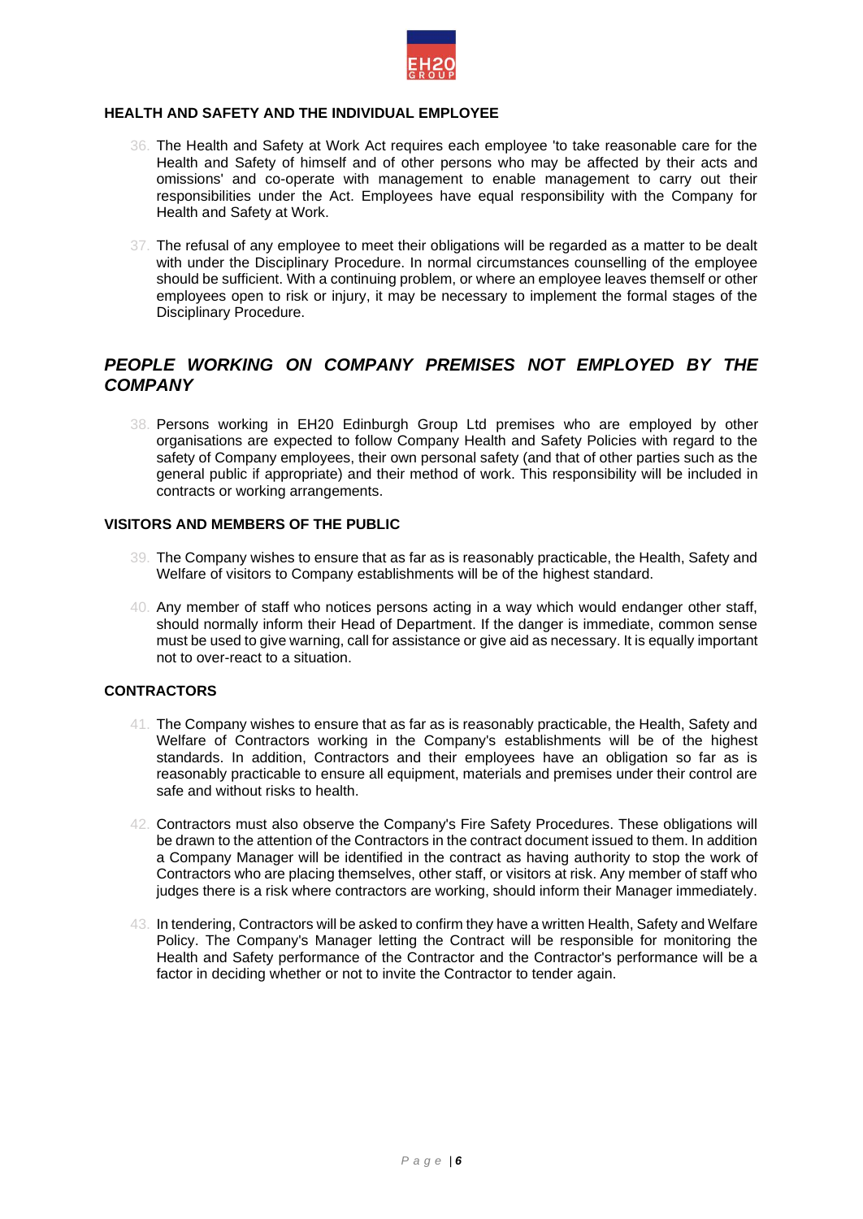### HEALTH AND SAFETY AND THE INDIVIDUAL EMPLOYEE

36. The Health and Safety at Work Act requires each employee 'to take reasonable care for the Health and Safety of himself and of other persons who may be affected by their acts and omissions' and co-operate with management to enable management to carry out their responsibilities under the Act. Employees have equal responsibility with the Company for Health and Safety at Work.

37. The refusal of any employee to meet their obligations will be regarded as a matter to be dealt with under the Disciplinary Procedure. In normal circumstances counselling of the employee should be sufficient. With a continuing problem, or where an employee leaves themself or other employees open to risk or injury, it may be necessary to implement the formal stages of the Disciplinary Procedure.

## *PEOPLE WORKING ON COMPANY PREMISES NOT EMPLOYED BY THE COMPANY*

38. Persons working in EH20 Edinburgh Group Ltd premises who are employed by other organisations are expected to follow Company Health and Safety Policies with regard to the safety of Company employees, their own personal safety (and that of other parties such as the general public if appropriate) and their method of work. This responsibility will be included in contracts or working arrangements.

### VISITORS AND MEMBERS OF THE PUBLIC

39. The Company wishes to ensure that as far as is reasonably practicable, the Health, Safety and Welfare of visitors to Company establishments will be of the highest standard.

40. Any member of staff who notices persons acting in a way which would endanger other staff, should normally inform their Head of Department. If the danger is immediate, common sense must be used to give warning, call for assistance or give aid as necessary. It is equally important not to over-react to a situation.

### CONTRACTORS

41. The Company wishes to ensure that as far as is reasonably practicable, the Health, Safety and Welfare of Contractors working in the Company's establishments will be of the highest standards. In addition, Contractors and their employees have an obligation so far as is reasonably practicable to ensure all equipment, materials and premises under their control are safe and without risks to health.

42. Contractors must also observe the Company's Fire Safety Procedures. These obligations will be drawn to the attention of the Contractors in the contract document issued to them. In addition a Company Manager will be identified in the contract as having authority to stop the work of Contractors who are placing themselves, other staff, or visitors at risk. Any member of staff who judges there is a risk where contractors are working, should inform their Manager immediately.

43. In tendering, Contractors will be asked to confirm they have a written Health, Safety and Welfare Policy. The Company's Manager letting the Contract will be responsible for monitoring the Health and Safety performance of the Contractor and the Contractor's performance will be a factor in deciding whether or not to invite the Contractor to tender again.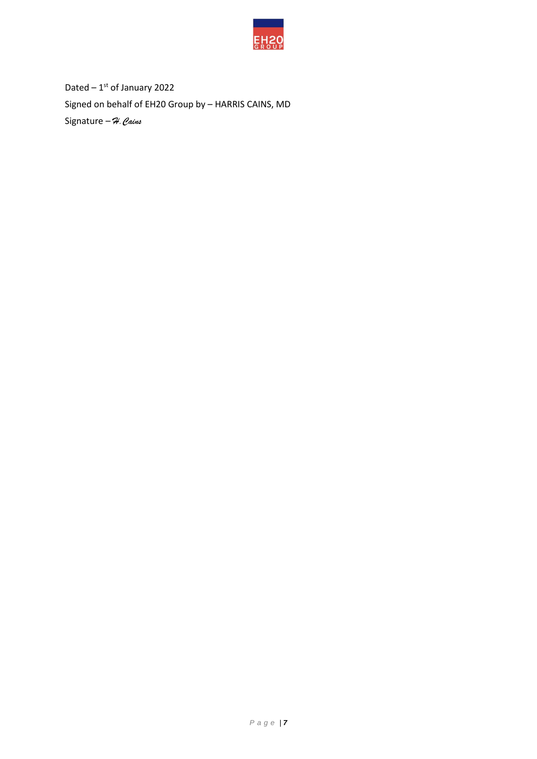Dated – 1st of January 2022

Signed on behalf of EH20 Group by – HARRIS CAINS, MD

Signature – *H. Cains*